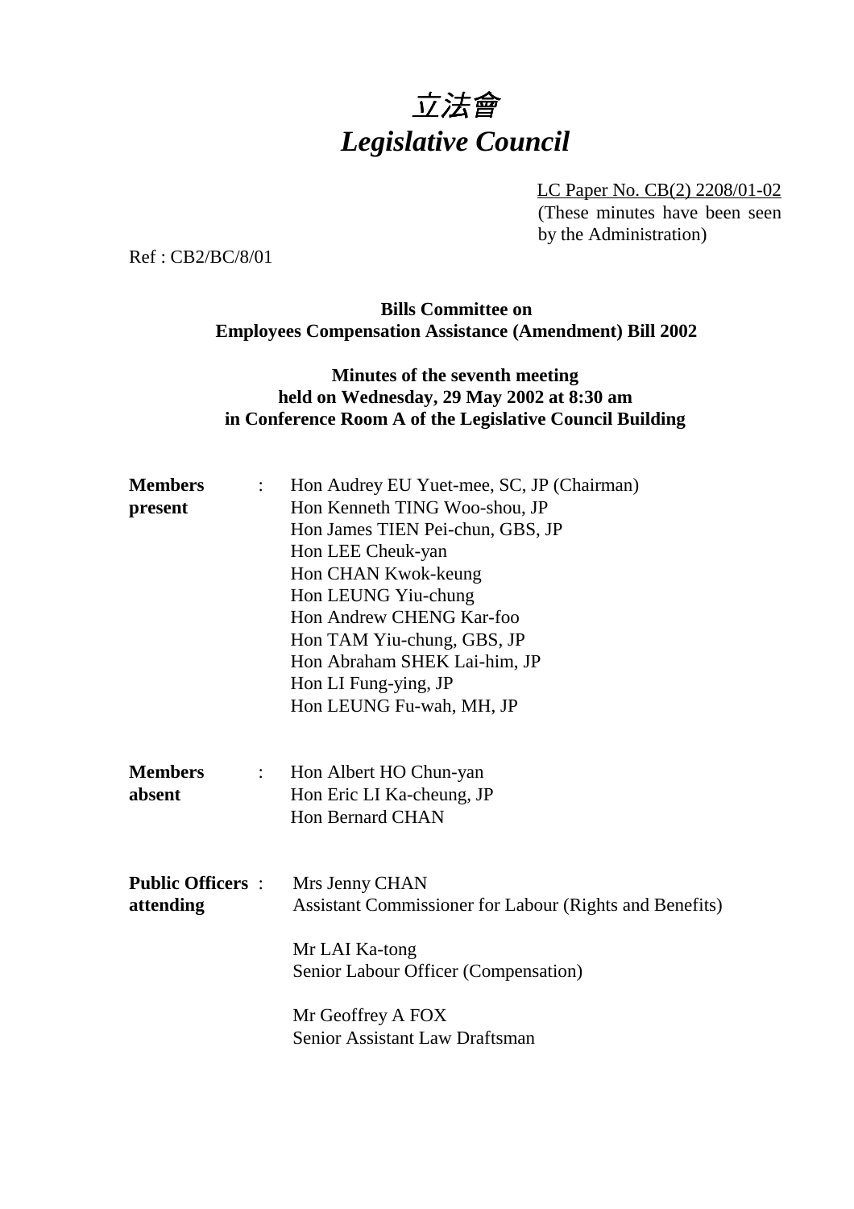# 立法會
# *Legislative Council*

LC Paper No. CB(2) 2208/01-02
(These minutes have been seen by the Administration)

Ref : CB2/BC/8/01

**Bills Committee on**
**Employees Compensation Assistance (Amendment) Bill 2002**

**Minutes of the seventh meeting**
**held on Wednesday, 29 May 2002 at 8:30 am**
**in Conference Room A of the Legislative Council Building**

**Members present** :
Hon Audrey EU Yuet-mee, SC, JP (Chairman)
Hon Kenneth TING Woo-shou, JP
Hon James TIEN Pei-chun, GBS, JP
Hon LEE Cheuk-yan
Hon CHAN Kwok-keung
Hon LEUNG Yiu-chung
Hon Andrew CHENG Kar-foo
Hon TAM Yiu-chung, GBS, JP
Hon Abraham SHEK Lai-him, JP
Hon LI Fung-ying, JP
Hon LEUNG Fu-wah, MH, JP

**Members absent** :
Hon Albert HO Chun-yan
Hon Eric LI Ka-cheung, JP
Hon Bernard CHAN

**Public Officers attending** :
Mrs Jenny CHAN
Assistant Commissioner for Labour (Rights and Benefits)

Mr LAI Ka-tong
Senior Labour Officer (Compensation)

Mr Geoffrey A FOX
Senior Assistant Law Draftsman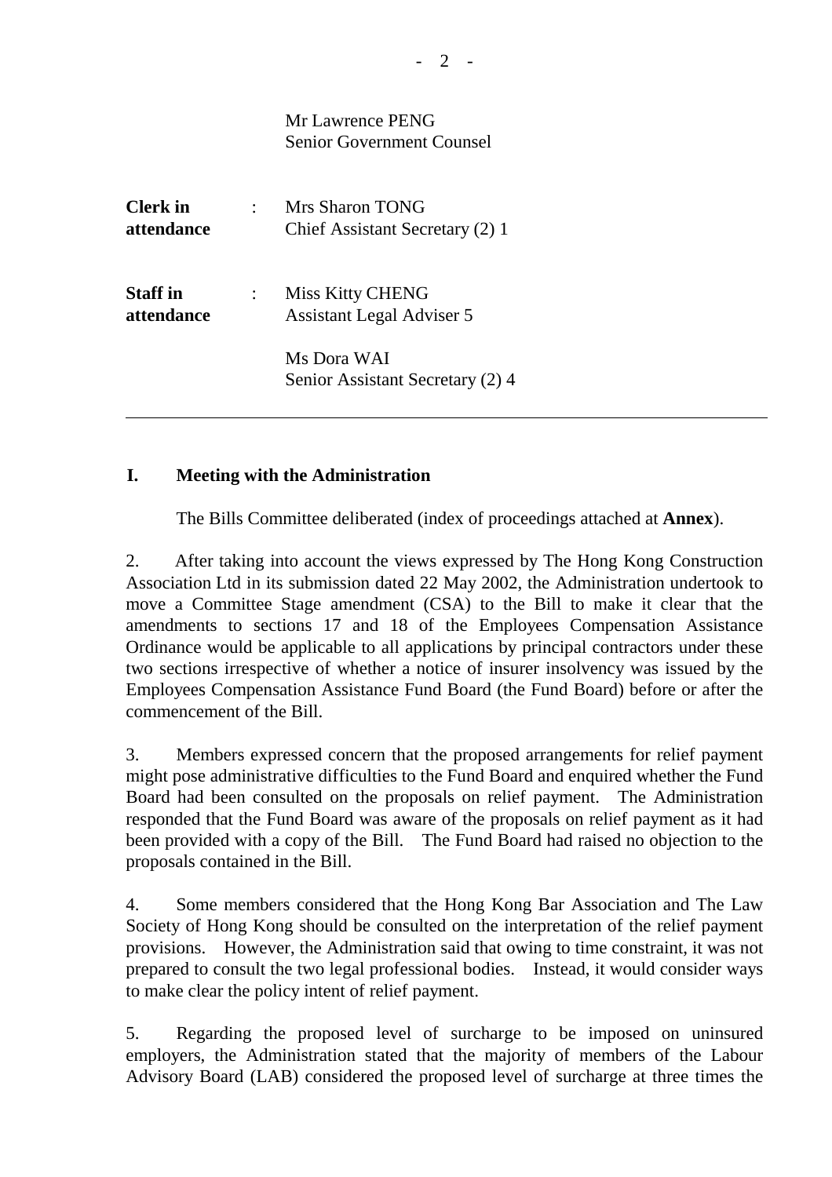Mr Lawrence PENG
Senior Government Counsel

**Clerk in attendance** : Mrs Sharon TONG
Chief Assistant Secretary (2) 1

**Staff in attendance** : Miss Kitty CHENG
Assistant Legal Adviser 5

Ms Dora WAI
Senior Assistant Secretary (2) 4

---

## I. Meeting with the Administration

The Bills Committee deliberated (index of proceedings attached at **Annex**).

2. After taking into account the views expressed by The Hong Kong Construction Association Ltd in its submission dated 22 May 2002, the Administration undertook to move a Committee Stage amendment (CSA) to the Bill to make it clear that the amendments to sections 17 and 18 of the Employees Compensation Assistance Ordinance would be applicable to all applications by principal contractors under these two sections irrespective of whether a notice of insurer insolvency was issued by the Employees Compensation Assistance Fund Board (the Fund Board) before or after the commencement of the Bill.

3. Members expressed concern that the proposed arrangements for relief payment might pose administrative difficulties to the Fund Board and enquired whether the Fund Board had been consulted on the proposals on relief payment. The Administration responded that the Fund Board was aware of the proposals on relief payment as it had been provided with a copy of the Bill. The Fund Board had raised no objection to the proposals contained in the Bill.

4. Some members considered that the Hong Kong Bar Association and The Law Society of Hong Kong should be consulted on the interpretation of the relief payment provisions. However, the Administration said that owing to time constraint, it was not prepared to consult the two legal professional bodies. Instead, it would consider ways to make clear the policy intent of relief payment.

5. Regarding the proposed level of surcharge to be imposed on uninsured employers, the Administration stated that the majority of members of the Labour Advisory Board (LAB) considered the proposed level of surcharge at three times the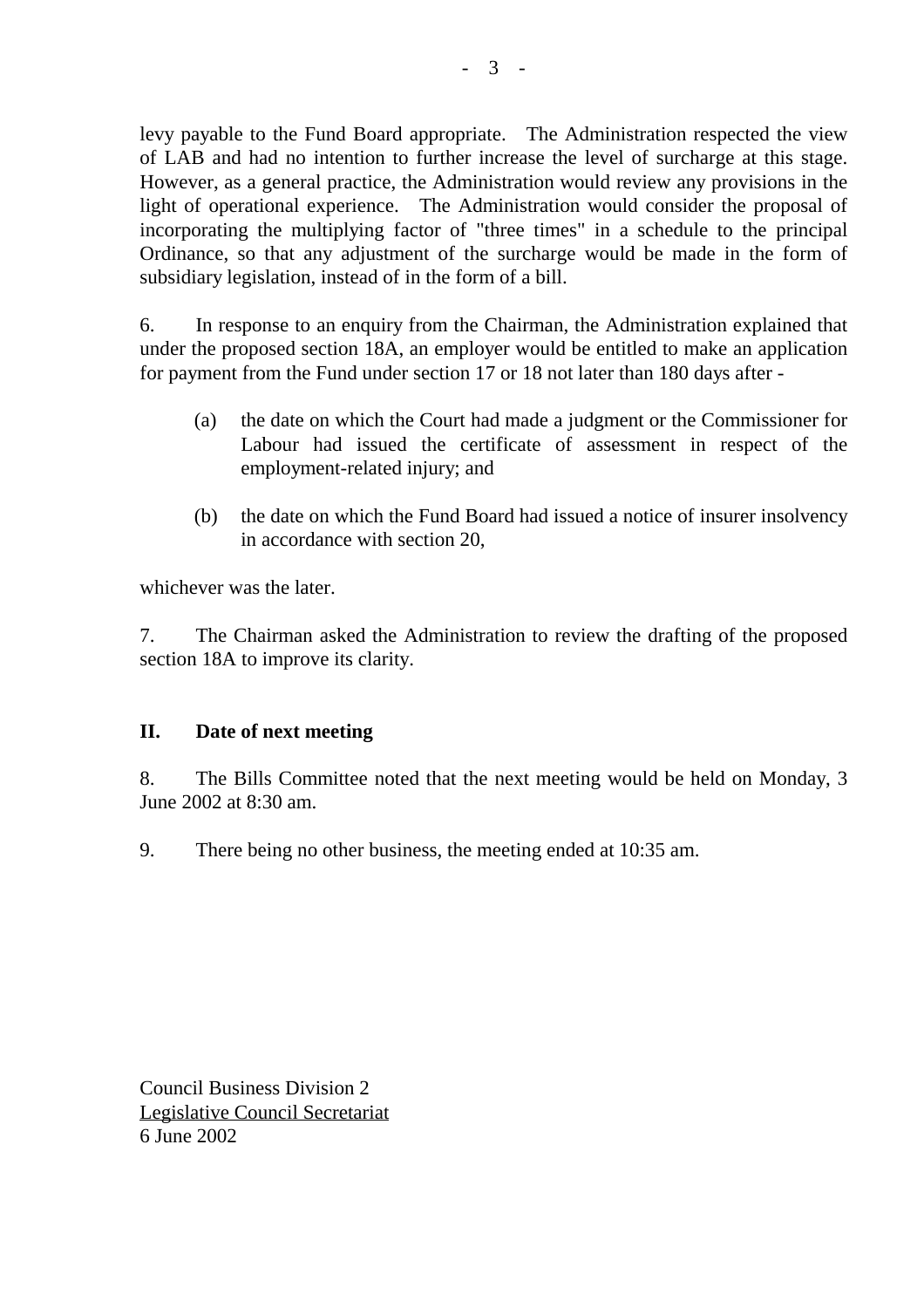levy payable to the Fund Board appropriate. The Administration respected the view of LAB and had no intention to further increase the level of surcharge at this stage. However, as a general practice, the Administration would review any provisions in the light of operational experience. The Administration would consider the proposal of incorporating the multiplying factor of "three times" in a schedule to the principal Ordinance, so that any adjustment of the surcharge would be made in the form of subsidiary legislation, instead of in the form of a bill.

6. In response to an enquiry from the Chairman, the Administration explained that under the proposed section 18A, an employer would be entitled to make an application for payment from the Fund under section 17 or 18 not later than 180 days after -

(a) the date on which the Court had made a judgment or the Commissioner for Labour had issued the certificate of assessment in respect of the employment-related injury; and

(b) the date on which the Fund Board had issued a notice of insurer insolvency in accordance with section 20,

whichever was the later.

7. The Chairman asked the Administration to review the drafting of the proposed section 18A to improve its clarity.

## II. Date of next meeting

8. The Bills Committee noted that the next meeting would be held on Monday, 3 June 2002 at 8:30 am.

9. There being no other business, the meeting ended at 10:35 am.

Council Business Division 2
Legislative Council Secretariat
6 June 2002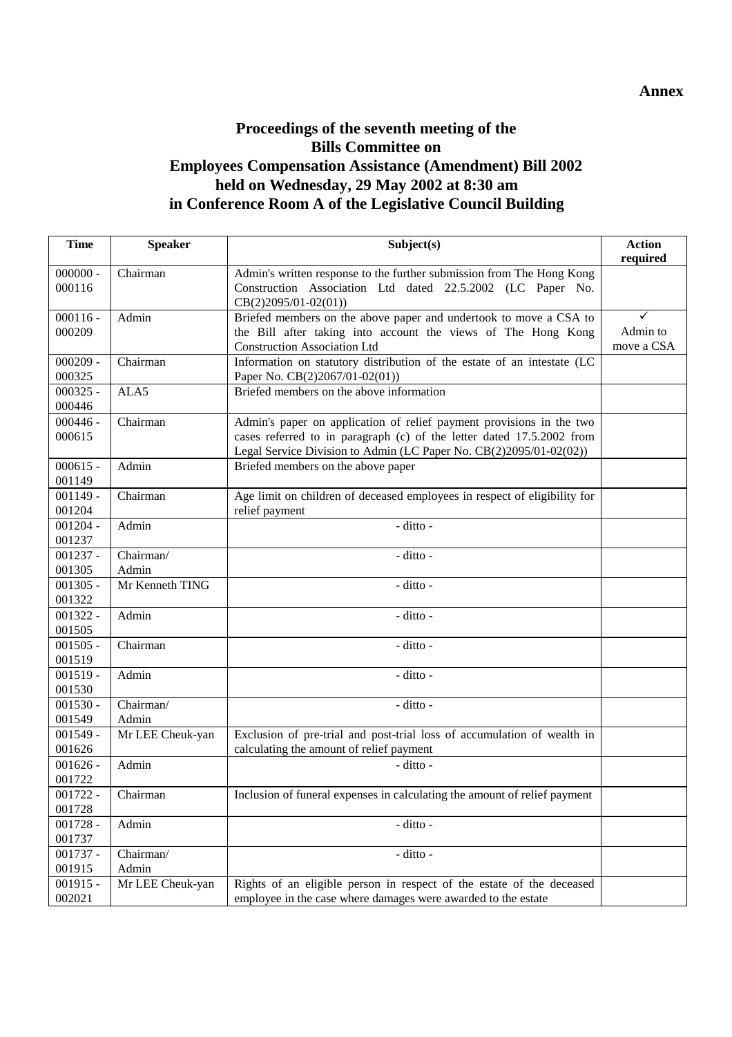**Annex**

# Proceedings of the seventh meeting of the Bills Committee on Employees Compensation Assistance (Amendment) Bill 2002 held on Wednesday, 29 May 2002 at 8:30 am in Conference Room A of the Legislative Council Building

| Time | Speaker | Subject(s) | Action required |
|---|---|---|---|
| 000000 - 000116 | Chairman | Admin's written response to the further submission from The Hong Kong Construction Association Ltd dated 22.5.2002 (LC Paper No. CB(2)2095/01-02(01)) | |
| 000116 - 000209 | Admin | Briefed members on the above paper and undertook to move a CSA to the Bill after taking into account the views of The Hong Kong Construction Association Ltd | ✓ Admin to move a CSA |
| 000209 - 000325 | Chairman | Information on statutory distribution of the estate of an intestate (LC Paper No. CB(2)2067/01-02(01)) | |
| 000325 - 000446 | ALA5 | Briefed members on the above information | |
| 000446 - 000615 | Chairman | Admin's paper on application of relief payment provisions in the two cases referred to in paragraph (c) of the letter dated 17.5.2002 from Legal Service Division to Admin (LC Paper No. CB(2)2095/01-02(02)) | |
| 000615 - 001149 | Admin | Briefed members on the above paper | |
| 001149 - 001204 | Chairman | Age limit on children of deceased employees in respect of eligibility for relief payment | |
| 001204 - 001237 | Admin | - ditto - | |
| 001237 - 001305 | Chairman/ Admin | - ditto - | |
| 001305 - 001322 | Mr Kenneth TING | - ditto - | |
| 001322 - 001505 | Admin | - ditto - | |
| 001505 - 001519 | Chairman | - ditto - | |
| 001519 - 001530 | Admin | - ditto - | |
| 001530 - 001549 | Chairman/ Admin | - ditto - | |
| 001549 - 001626 | Mr LEE Cheuk-yan | Exclusion of pre-trial and post-trial loss of accumulation of wealth in calculating the amount of relief payment | |
| 001626 - 001722 | Admin | - ditto - | |
| 001722 - 001728 | Chairman | Inclusion of funeral expenses in calculating the amount of relief payment | |
| 001728 - 001737 | Admin | - ditto - | |
| 001737 - 001915 | Chairman/ Admin | - ditto - | |
| 001915 - 002021 | Mr LEE Cheuk-yan | Rights of an eligible person in respect of the estate of the deceased employee in the case where damages were awarded to the estate | |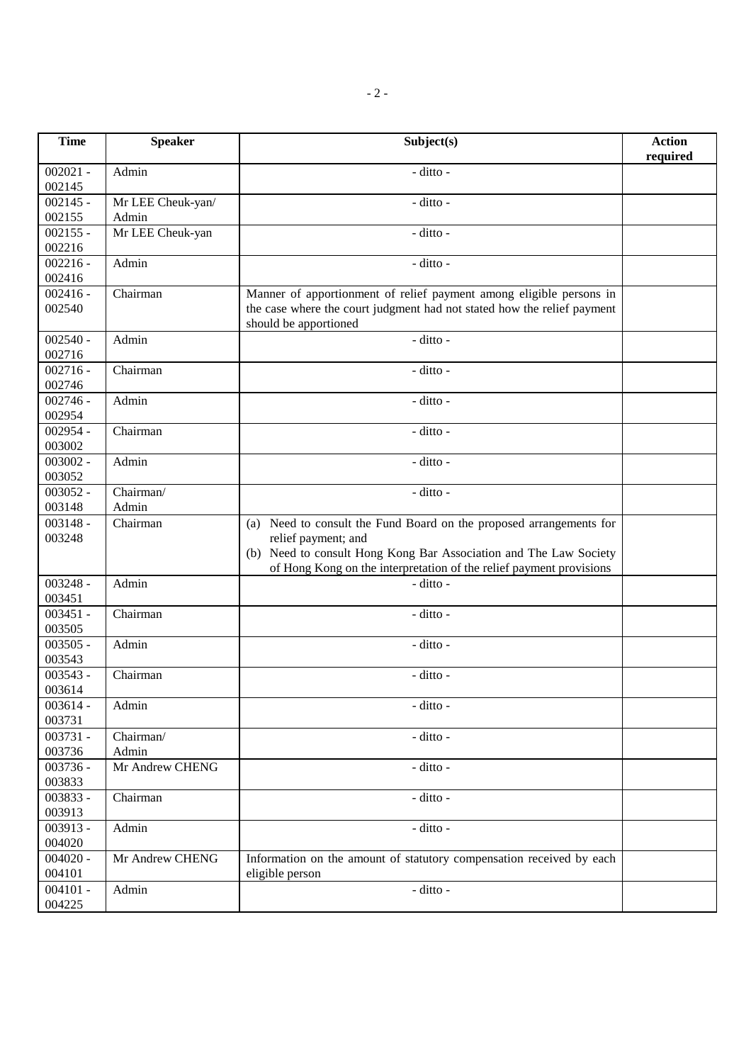| Time | Speaker | Subject(s) | Action required |
|---|---|---|---|
| 002021 - 002145 | Admin | - ditto - | |
| 002145 - 002155 | Mr LEE Cheuk-yan/ Admin | - ditto - | |
| 002155 - 002216 | Mr LEE Cheuk-yan | - ditto - | |
| 002216 - 002416 | Admin | - ditto - | |
| 002416 - 002540 | Chairman | Manner of apportionment of relief payment among eligible persons in the case where the court judgment had not stated how the relief payment should be apportioned | |
| 002540 - 002716 | Admin | - ditto - | |
| 002716 - 002746 | Chairman | - ditto - | |
| 002746 - 002954 | Admin | - ditto - | |
| 002954 - 003002 | Chairman | - ditto - | |
| 003002 - 003052 | Admin | - ditto - | |
| 003052 - 003148 | Chairman/ Admin | - ditto - | |
| 003148 - 003248 | Chairman | (a) Need to consult the Fund Board on the proposed arrangements for relief payment; and (b) Need to consult Hong Kong Bar Association and The Law Society of Hong Kong on the interpretation of the relief payment provisions | |
| 003248 - 003451 | Admin | - ditto - | |
| 003451 - 003505 | Chairman | - ditto - | |
| 003505 - 003543 | Admin | - ditto - | |
| 003543 - 003614 | Chairman | - ditto - | |
| 003614 - 003731 | Admin | - ditto - | |
| 003731 - 003736 | Chairman/ Admin | - ditto - | |
| 003736 - 003833 | Mr Andrew CHENG | - ditto - | |
| 003833 - 003913 | Chairman | - ditto - | |
| 003913 - 004020 | Admin | - ditto - | |
| 004020 - 004101 | Mr Andrew CHENG | Information on the amount of statutory compensation received by each eligible person | |
| 004101 - 004225 | Admin | - ditto - | |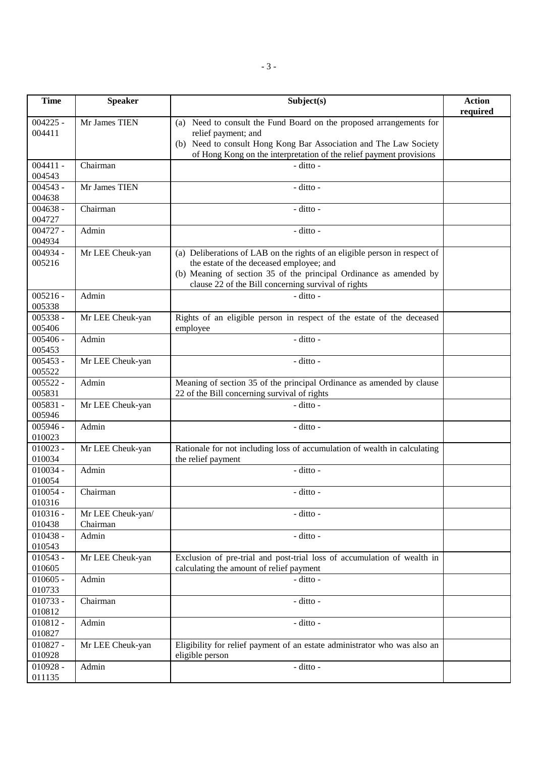| Time | Speaker | Subject(s) | Action required |
|---|---|---|---|
| 004225 - 004411 | Mr James TIEN | (a) Need to consult the Fund Board on the proposed arrangements for relief payment; and (b) Need to consult Hong Kong Bar Association and The Law Society of Hong Kong on the interpretation of the relief payment provisions | |
| 004411 - 004543 | Chairman | - ditto - | |
| 004543 - 004638 | Mr James TIEN | - ditto - | |
| 004638 - 004727 | Chairman | - ditto - | |
| 004727 - 004934 | Admin | - ditto - | |
| 004934 - 005216 | Mr LEE Cheuk-yan | (a) Deliberations of LAB on the rights of an eligible person in respect of the estate of the deceased employee; and (b) Meaning of section 35 of the principal Ordinance as amended by clause 22 of the Bill concerning survival of rights | |
| 005216 - 005338 | Admin | - ditto - | |
| 005338 - 005406 | Mr LEE Cheuk-yan | Rights of an eligible person in respect of the estate of the deceased employee | |
| 005406 - 005453 | Admin | - ditto - | |
| 005453 - 005522 | Mr LEE Cheuk-yan | - ditto - | |
| 005522 - 005831 | Admin | Meaning of section 35 of the principal Ordinance as amended by clause 22 of the Bill concerning survival of rights | |
| 005831 - 005946 | Mr LEE Cheuk-yan | - ditto - | |
| 005946 - 010023 | Admin | - ditto - | |
| 010023 - 010034 | Mr LEE Cheuk-yan | Rationale for not including loss of accumulation of wealth in calculating the relief payment | |
| 010034 - 010054 | Admin | - ditto - | |
| 010054 - 010316 | Chairman | - ditto - | |
| 010316 - 010438 | Mr LEE Cheuk-yan/ Chairman | - ditto - | |
| 010438 - 010543 | Admin | - ditto - | |
| 010543 - 010605 | Mr LEE Cheuk-yan | Exclusion of pre-trial and post-trial loss of accumulation of wealth in calculating the amount of relief payment | |
| 010605 - 010733 | Admin | - ditto - | |
| 010733 - 010812 | Chairman | - ditto - | |
| 010812 - 010827 | Admin | - ditto - | |
| 010827 - 010928 | Mr LEE Cheuk-yan | Eligibility for relief payment of an estate administrator who was also an eligible person | |
| 010928 - 011135 | Admin | - ditto - | |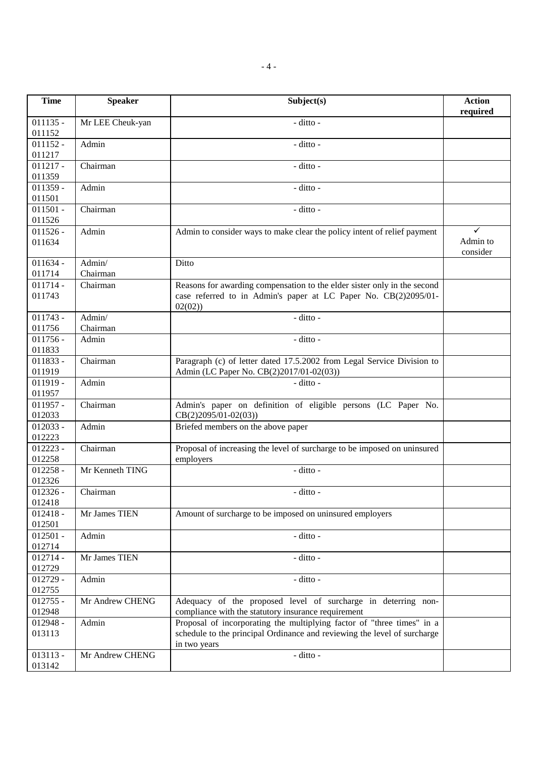| Time | Speaker | Subject(s) | Action required |
|---|---|---|---|
| 011135 - 011152 | Mr LEE Cheuk-yan | - ditto - | |
| 011152 - 011217 | Admin | - ditto - | |
| 011217 - 011359 | Chairman | - ditto - | |
| 011359 - 011501 | Admin | - ditto - | |
| 011501 - 011526 | Chairman | - ditto - | |
| 011526 - 011634 | Admin | Admin to consider ways to make clear the policy intent of relief payment | ✓ Admin to consider |
| 011634 - 011714 | Admin/ Chairman | Ditto | |
| 011714 - 011743 | Chairman | Reasons for awarding compensation to the elder sister only in the second case referred to in Admin's paper at LC Paper No. CB(2)2095/01-02(02)) | |
| 011743 - 011756 | Admin/ Chairman | - ditto - | |
| 011756 - 011833 | Admin | - ditto - | |
| 011833 - 011919 | Chairman | Paragraph (c) of letter dated 17.5.2002 from Legal Service Division to Admin (LC Paper No. CB(2)2017/01-02(03)) | |
| 011919 - 011957 | Admin | - ditto - | |
| 011957 - 012033 | Chairman | Admin's paper on definition of eligible persons (LC Paper No. CB(2)2095/01-02(03)) | |
| 012033 - 012223 | Admin | Briefed members on the above paper | |
| 012223 - 012258 | Chairman | Proposal of increasing the level of surcharge to be imposed on uninsured employers | |
| 012258 - 012326 | Mr Kenneth TING | - ditto - | |
| 012326 - 012418 | Chairman | - ditto - | |
| 012418 - 012501 | Mr James TIEN | Amount of surcharge to be imposed on uninsured employers | |
| 012501 - 012714 | Admin | - ditto - | |
| 012714 - 012729 | Mr James TIEN | - ditto - | |
| 012729 - 012755 | Admin | - ditto - | |
| 012755 - 012948 | Mr Andrew CHENG | Adequacy of the proposed level of surcharge in deterring non-compliance with the statutory insurance requirement | |
| 012948 - 013113 | Admin | Proposal of incorporating the multiplying factor of "three times" in a schedule to the principal Ordinance and reviewing the level of surcharge in two years | |
| 013113 - 013142 | Mr Andrew CHENG | - ditto - | |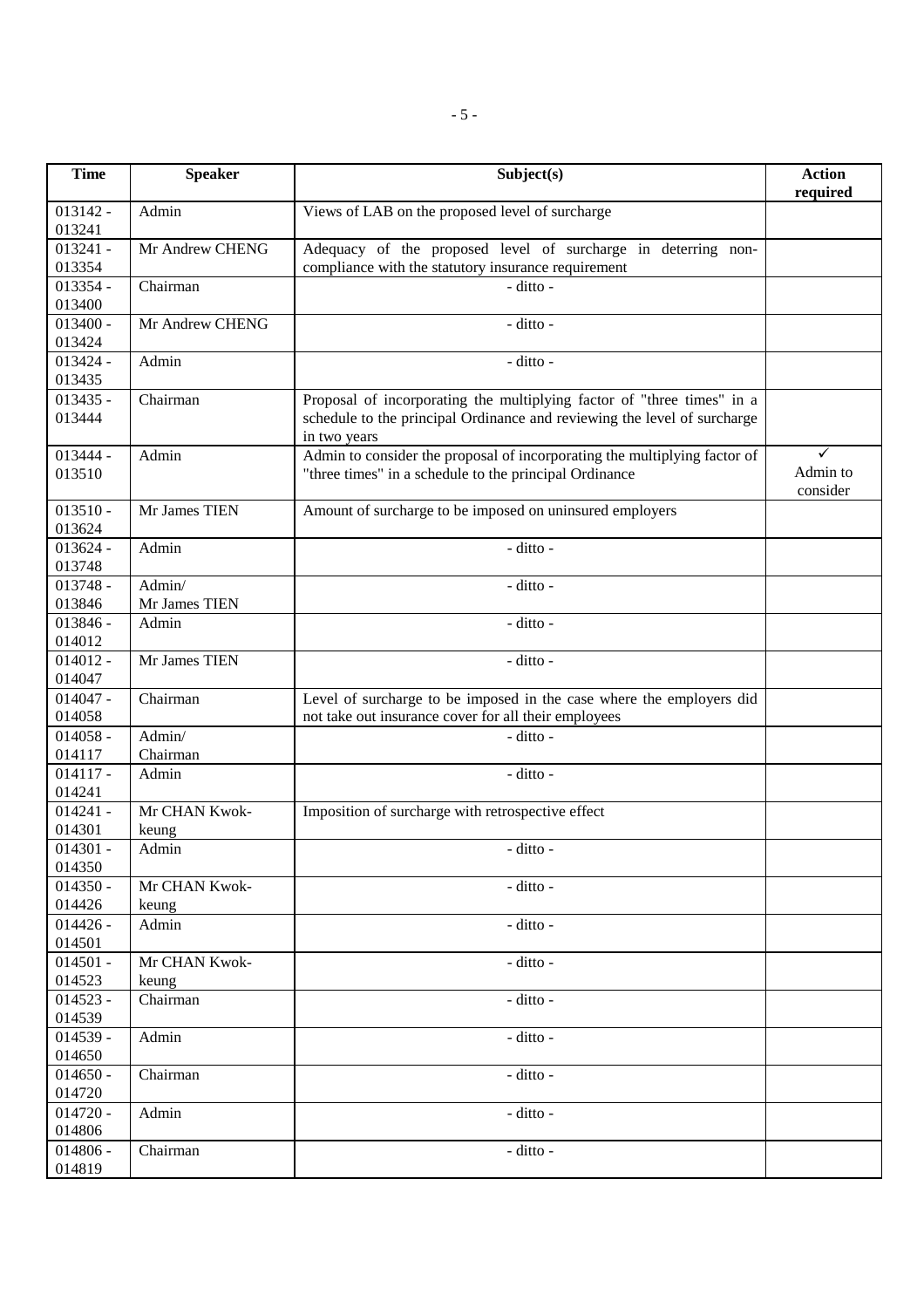| Time | Speaker | Subject(s) | Action required |
|---|---|---|---|
| 013142 - 013241 | Admin | Views of LAB on the proposed level of surcharge | |
| 013241 - 013354 | Mr Andrew CHENG | Adequacy of the proposed level of surcharge in deterring non-compliance with the statutory insurance requirement | |
| 013354 - 013400 | Chairman | - ditto - | |
| 013400 - 013424 | Mr Andrew CHENG | - ditto - | |
| 013424 - 013435 | Admin | - ditto - | |
| 013435 - 013444 | Chairman | Proposal of incorporating the multiplying factor of "three times" in a schedule to the principal Ordinance and reviewing the level of surcharge in two years | |
| 013444 - 013510 | Admin | Admin to consider the proposal of incorporating the multiplying factor of "three times" in a schedule to the principal Ordinance | ✓ Admin to consider |
| 013510 - 013624 | Mr James TIEN | Amount of surcharge to be imposed on uninsured employers | |
| 013624 - 013748 | Admin | - ditto - | |
| 013748 - 013846 | Admin/ Mr James TIEN | - ditto - | |
| 013846 - 014012 | Admin | - ditto - | |
| 014012 - 014047 | Mr James TIEN | - ditto - | |
| 014047 - 014058 | Chairman | Level of surcharge to be imposed in the case where the employers did not take out insurance cover for all their employees | |
| 014058 - 014117 | Admin/ Chairman | - ditto - | |
| 014117 - 014241 | Admin | - ditto - | |
| 014241 - 014301 | Mr CHAN Kwok-keung | Imposition of surcharge with retrospective effect | |
| 014301 - 014350 | Admin | - ditto - | |
| 014350 - 014426 | Mr CHAN Kwok-keung | - ditto - | |
| 014426 - 014501 | Admin | - ditto - | |
| 014501 - 014523 | Mr CHAN Kwok-keung | - ditto - | |
| 014523 - 014539 | Chairman | - ditto - | |
| 014539 - 014650 | Admin | - ditto - | |
| 014650 - 014720 | Chairman | - ditto - | |
| 014720 - 014806 | Admin | - ditto - | |
| 014806 - 014819 | Chairman | - ditto - | |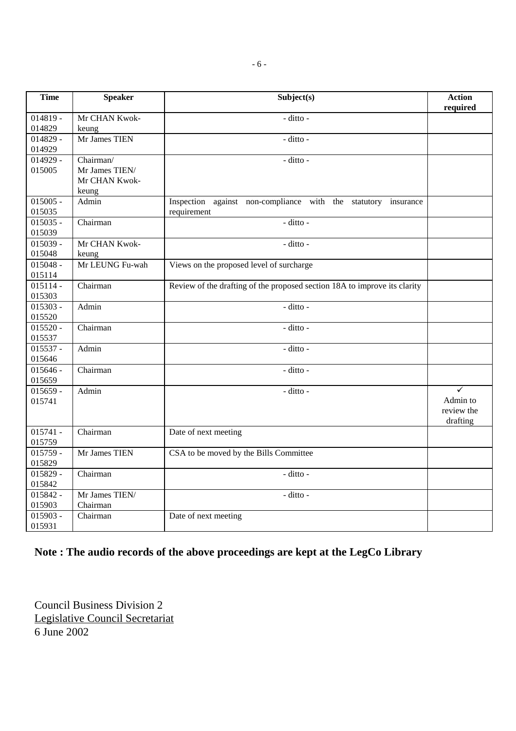| Time | Speaker | Subject(s) | Action required |
|---|---|---|---|
| 014819 - 014829 | Mr CHAN Kwok-keung | - ditto - | |
| 014829 - 014929 | Mr James TIEN | - ditto - | |
| 014929 - 015005 | Chairman/ Mr James TIEN/ Mr CHAN Kwok-keung | - ditto - | |
| 015005 - 015035 | Admin | Inspection against non-compliance with the statutory insurance requirement | |
| 015035 - 015039 | Chairman | - ditto - | |
| 015039 - 015048 | Mr CHAN Kwok-keung | - ditto - | |
| 015048 - 015114 | Mr LEUNG Fu-wah | Views on the proposed level of surcharge | |
| 015114 - 015303 | Chairman | Review of the drafting of the proposed section 18A to improve its clarity | |
| 015303 - 015520 | Admin | - ditto - | |
| 015520 - 015537 | Chairman | - ditto - | |
| 015537 - 015646 | Admin | - ditto - | |
| 015646 - 015659 | Chairman | - ditto - | |
| 015659 - 015741 | Admin | - ditto - | ✓ Admin to review the drafting |
| 015741 - 015759 | Chairman | Date of next meeting | |
| 015759 - 015829 | Mr James TIEN | CSA to be moved by the Bills Committee | |
| 015829 - 015842 | Chairman | - ditto - | |
| 015842 - 015903 | Mr James TIEN/ Chairman | - ditto - | |
| 015903 - 015931 | Chairman | Date of next meeting | |

**Note : The audio records of the above proceedings are kept at the LegCo Library**

Council Business Division 2
Legislative Council Secretariat
6 June 2002